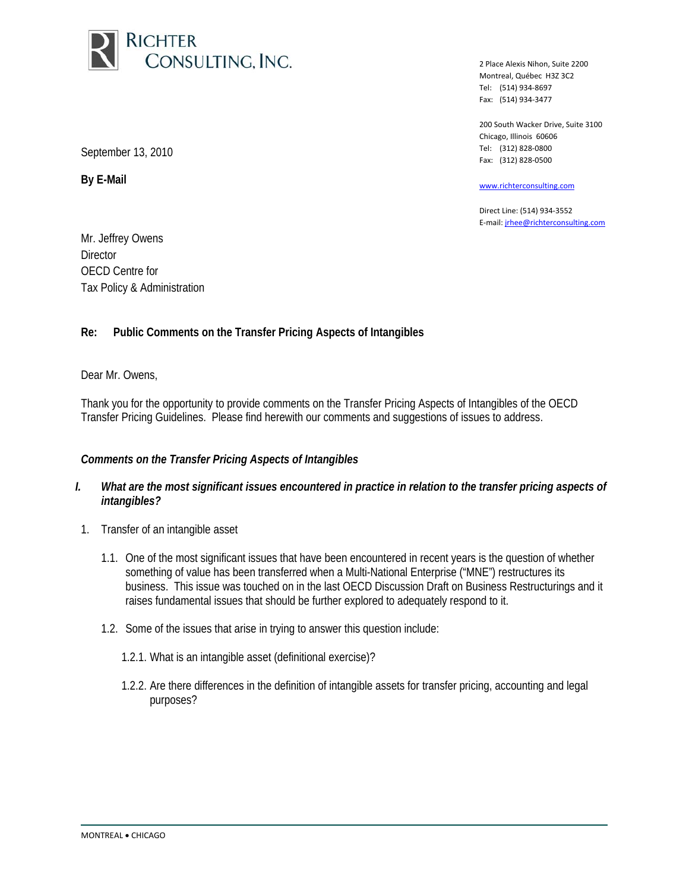**RICHTER CONSULTING, INC.**

2 Place Alexis Nihon, Suite 2200
Montreal, Québec H3Z 3C2
Tel: (514) 934-8697
Fax: (514) 934-3477

200 South Wacker Drive, Suite 3100
Chicago, Illinois 60606
Tel: (312) 828-0800
Fax: (312) 828-0500

www.richterconsulting.com

Direct Line: (514) 934-3552
E-mail: jrhee@richterconsulting.com

September 13, 2010

**By E-Mail**

Mr. Jeffrey Owens
Director
OECD Centre for
Tax Policy & Administration

**Re: Public Comments on the Transfer Pricing Aspects of Intangibles**

Dear Mr. Owens,

Thank you for the opportunity to provide comments on the Transfer Pricing Aspects of Intangibles of the OECD Transfer Pricing Guidelines. Please find herewith our comments and suggestions of issues to address.

***Comments on the Transfer Pricing Aspects of Intangibles***

***I. What are the most significant issues encountered in practice in relation to the transfer pricing aspects of intangibles?***

1. Transfer of an intangible asset

   1.1. One of the most significant issues that have been encountered in recent years is the question of whether something of value has been transferred when a Multi-National Enterprise ("MNE") restructures its business. This issue was touched on in the last OECD Discussion Draft on Business Restructurings and it raises fundamental issues that should be further explored to adequately respond to it.

   1.2. Some of the issues that arise in trying to answer this question include:

      1.2.1. What is an intangible asset (definitional exercise)?

      1.2.2. Are there differences in the definition of intangible assets for transfer pricing, accounting and legal purposes?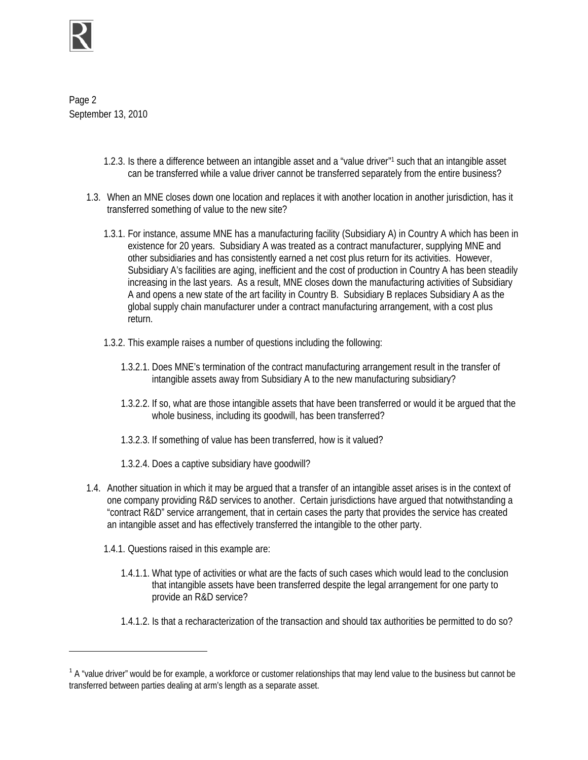1.2.3. Is there a difference between an intangible asset and a “value driver”[1] such that an intangible asset can be transferred while a value driver cannot be transferred separately from the entire business?

1.3. When an MNE closes down one location and replaces it with another location in another jurisdiction, has it transferred something of value to the new site?

1.3.1. For instance, assume MNE has a manufacturing facility (Subsidiary A) in Country A which has been in existence for 20 years. Subsidiary A was treated as a contract manufacturer, supplying MNE and other subsidiaries and has consistently earned a net cost plus return for its activities. However, Subsidiary A’s facilities are aging, inefficient and the cost of production in Country A has been steadily increasing in the last years. As a result, MNE closes down the manufacturing activities of Subsidiary A and opens a new state of the art facility in Country B. Subsidiary B replaces Subsidiary A as the global supply chain manufacturer under a contract manufacturing arrangement, with a cost plus return.

1.3.2. This example raises a number of questions including the following:

1.3.2.1. Does MNE's termination of the contract manufacturing arrangement result in the transfer of intangible assets away from Subsidiary A to the new manufacturing subsidiary?

1.3.2.2. If so, what are those intangible assets that have been transferred or would it be argued that the whole business, including its goodwill, has been transferred?

1.3.2.3. If something of value has been transferred, how is it valued?

1.3.2.4. Does a captive subsidiary have goodwill?

1.4. Another situation in which it may be argued that a transfer of an intangible asset arises is in the context of one company providing R&D services to another. Certain jurisdictions have argued that notwithstanding a “contract R&D” service arrangement, that in certain cases the party that provides the service has created an intangible asset and has effectively transferred the intangible to the other party.

1.4.1. Questions raised in this example are:

1.4.1.1. What type of activities or what are the facts of such cases which would lead to the conclusion that intangible assets have been transferred despite the legal arrangement for one party to provide an R&D service?

1.4.1.2. Is that a recharacterization of the transaction and should tax authorities be permitted to do so?

---

[1] A “value driver” would be for example, a workforce or customer relationships that may lend value to the business but cannot be transferred between parties dealing at arm’s length as a separate asset.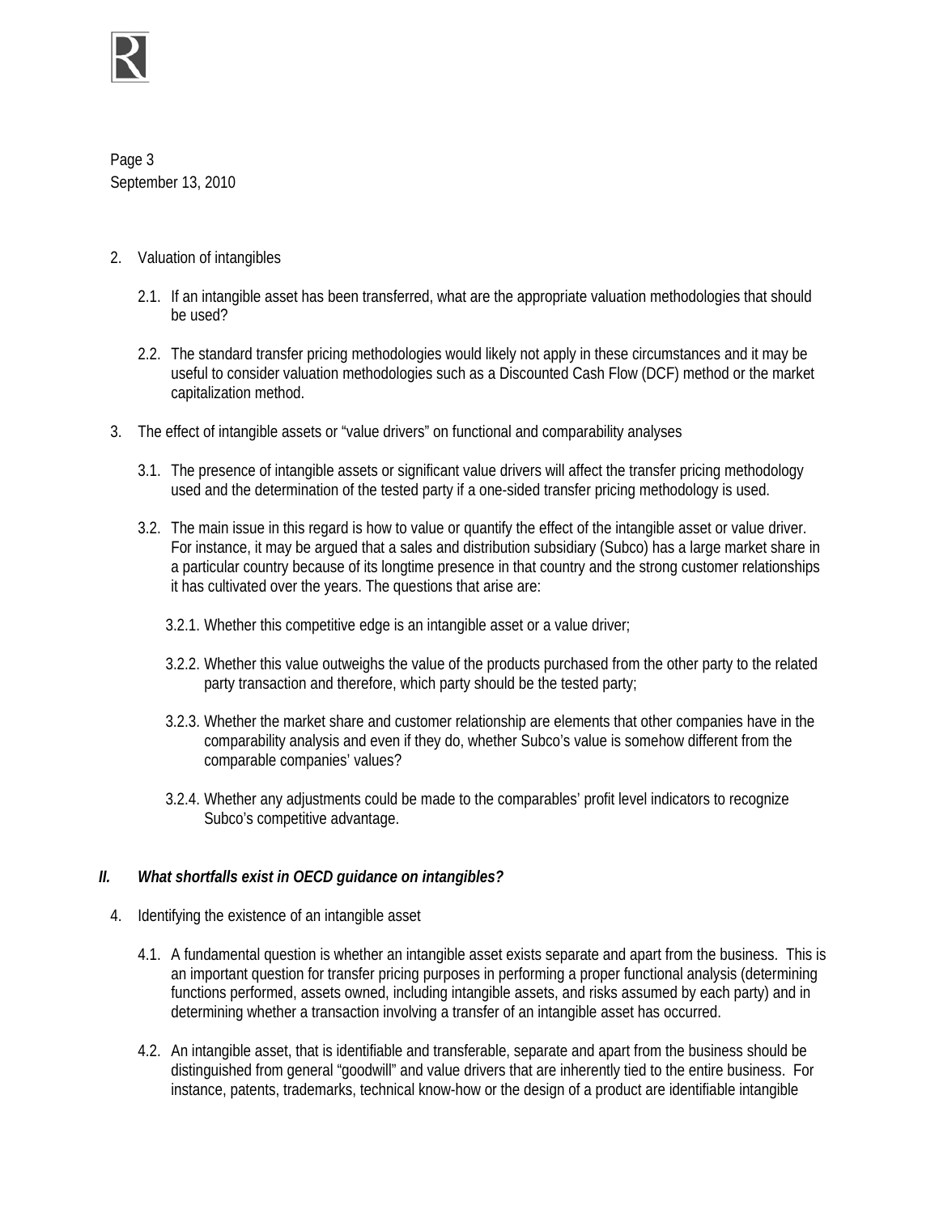2. Valuation of intangibles

   2.1. If an intangible asset has been transferred, what are the appropriate valuation methodologies that should be used?

   2.2. The standard transfer pricing methodologies would likely not apply in these circumstances and it may be useful to consider valuation methodologies such as a Discounted Cash Flow (DCF) method or the market capitalization method.

3. The effect of intangible assets or "value drivers" on functional and comparability analyses

   3.1. The presence of intangible assets or significant value drivers will affect the transfer pricing methodology used and the determination of the tested party if a one-sided transfer pricing methodology is used.

   3.2. The main issue in this regard is how to value or quantify the effect of the intangible asset or value driver. For instance, it may be argued that a sales and distribution subsidiary (Subco) has a large market share in a particular country because of its longtime presence in that country and the strong customer relationships it has cultivated over the years. The questions that arise are:

      3.2.1. Whether this competitive edge is an intangible asset or a value driver;

      3.2.2. Whether this value outweighs the value of the products purchased from the other party to the related party transaction and therefore, which party should be the tested party;

      3.2.3. Whether the market share and customer relationship are elements that other companies have in the comparability analysis and even if they do, whether Subco's value is somehow different from the comparable companies' values?

      3.2.4. Whether any adjustments could be made to the comparables' profit level indicators to recognize Subco's competitive advantage.

## *II. What shortfalls exist in OECD guidance on intangibles?*

4. Identifying the existence of an intangible asset

   4.1. A fundamental question is whether an intangible asset exists separate and apart from the business. This is an important question for transfer pricing purposes in performing a proper functional analysis (determining functions performed, assets owned, including intangible assets, and risks assumed by each party) and in determining whether a transaction involving a transfer of an intangible asset has occurred.

   4.2. An intangible asset, that is identifiable and transferable, separate and apart from the business should be distinguished from general "goodwill" and value drivers that are inherently tied to the entire business. For instance, patents, trademarks, technical know-how or the design of a product are identifiable intangible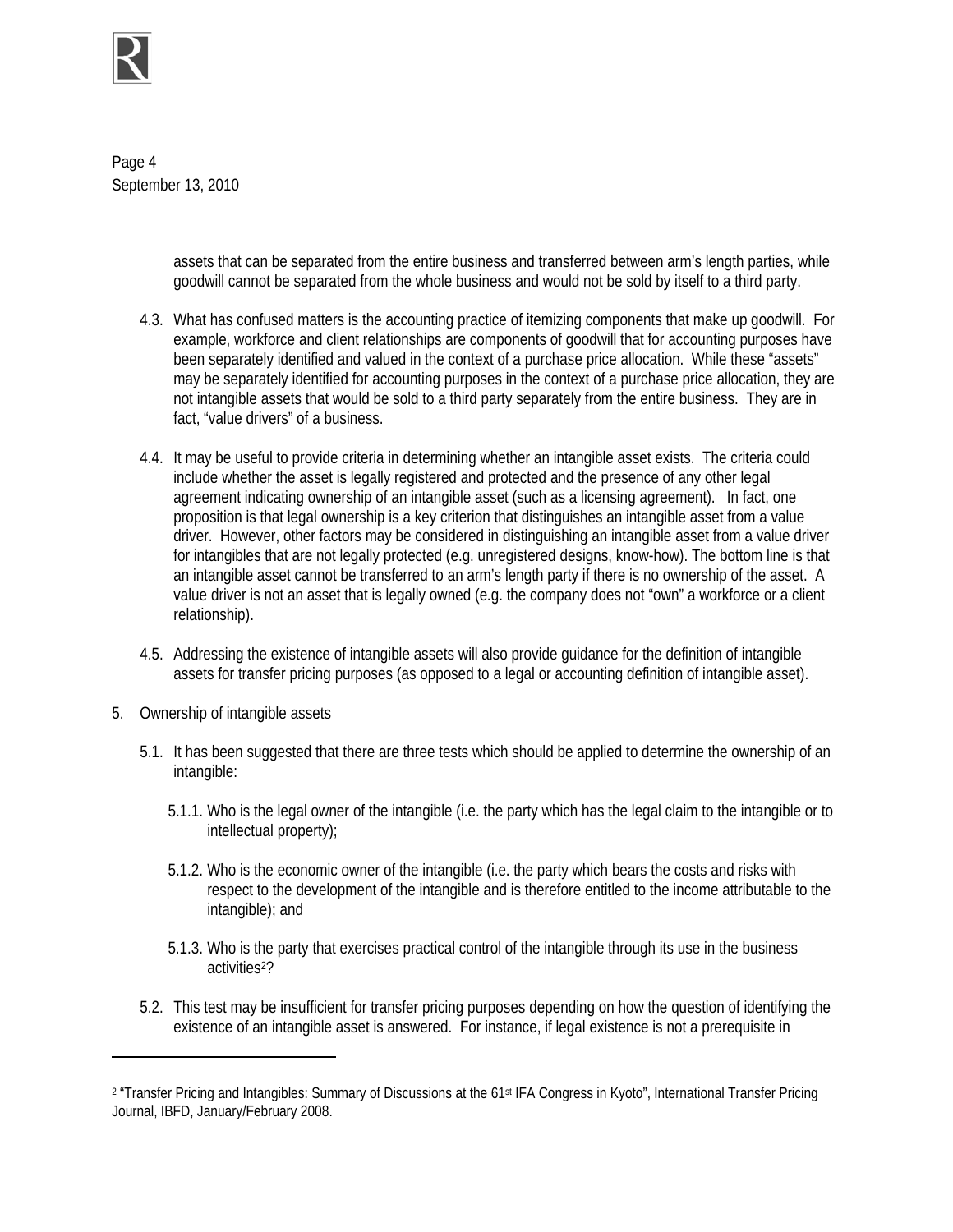assets that can be separated from the entire business and transferred between arm's length parties, while goodwill cannot be separated from the whole business and would not be sold by itself to a third party.

4.3. What has confused matters is the accounting practice of itemizing components that make up goodwill. For example, workforce and client relationships are components of goodwill that for accounting purposes have been separately identified and valued in the context of a purchase price allocation. While these "assets" may be separately identified for accounting purposes in the context of a purchase price allocation, they are not intangible assets that would be sold to a third party separately from the entire business. They are in fact, "value drivers" of a business.

4.4. It may be useful to provide criteria in determining whether an intangible asset exists. The criteria could include whether the asset is legally registered and protected and the presence of any other legal agreement indicating ownership of an intangible asset (such as a licensing agreement). In fact, one proposition is that legal ownership is a key criterion that distinguishes an intangible asset from a value driver. However, other factors may be considered in distinguishing an intangible asset from a value driver for intangibles that are not legally protected (e.g. unregistered designs, know-how). The bottom line is that an intangible asset cannot be transferred to an arm's length party if there is no ownership of the asset. A value driver is not an asset that is legally owned (e.g. the company does not "own" a workforce or a client relationship).

4.5. Addressing the existence of intangible assets will also provide guidance for the definition of intangible assets for transfer pricing purposes (as opposed to a legal or accounting definition of intangible asset).

5. Ownership of intangible assets

5.1. It has been suggested that there are three tests which should be applied to determine the ownership of an intangible:

5.1.1. Who is the legal owner of the intangible (i.e. the party which has the legal claim to the intangible or to intellectual property);

5.1.2. Who is the economic owner of the intangible (i.e. the party which bears the costs and risks with respect to the development of the intangible and is therefore entitled to the income attributable to the intangible); and

5.1.3. Who is the party that exercises practical control of the intangible through its use in the business activities[2]?

5.2. This test may be insufficient for transfer pricing purposes depending on how the question of identifying the existence of an intangible asset is answered. For instance, if legal existence is not a prerequisite in

---

[2] "Transfer Pricing and Intangibles: Summary of Discussions at the 61st IFA Congress in Kyoto", International Transfer Pricing Journal, IBFD, January/February 2008.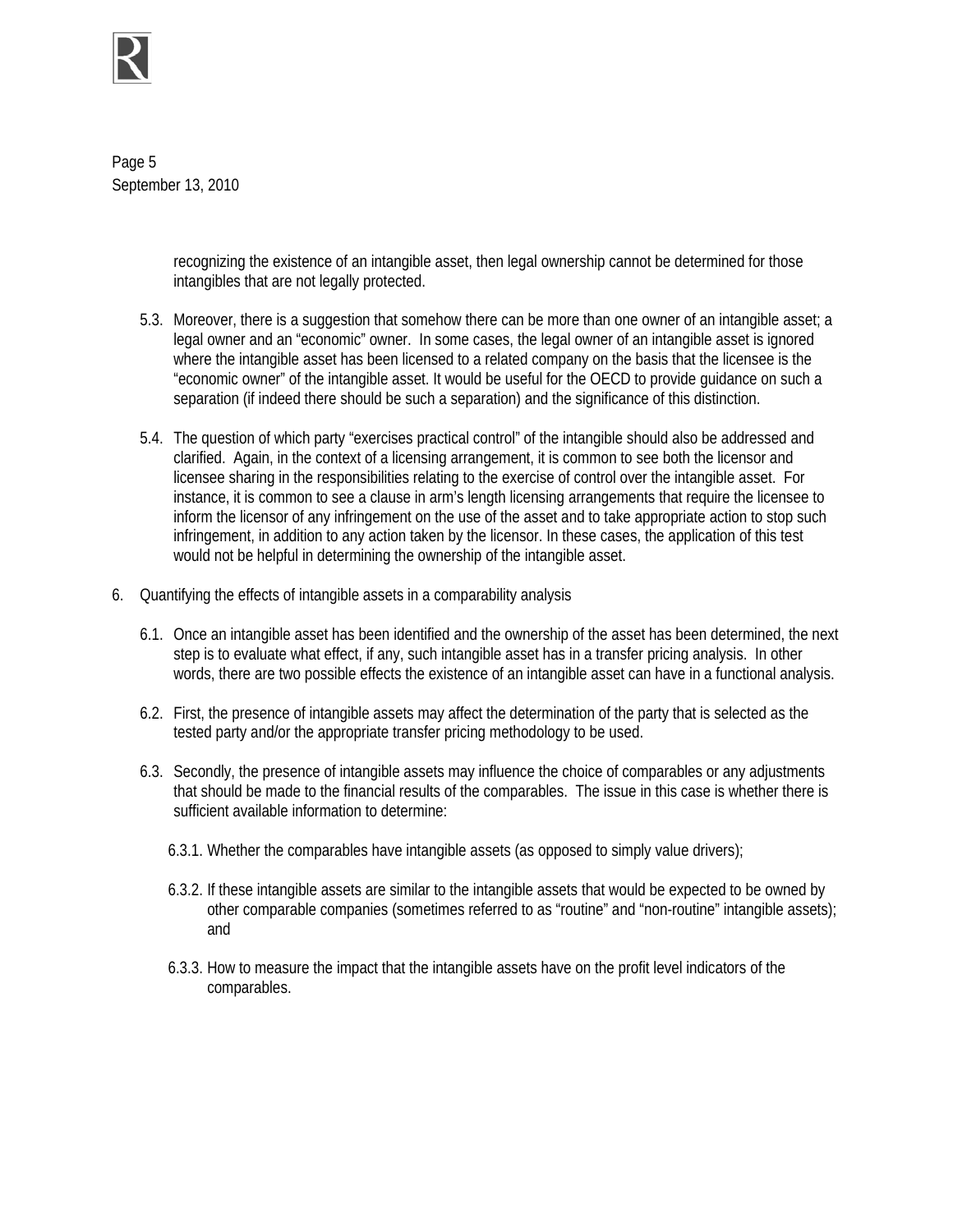recognizing the existence of an intangible asset, then legal ownership cannot be determined for those intangibles that are not legally protected.

5.3. Moreover, there is a suggestion that somehow there can be more than one owner of an intangible asset; a legal owner and an "economic" owner. In some cases, the legal owner of an intangible asset is ignored where the intangible asset has been licensed to a related company on the basis that the licensee is the "economic owner" of the intangible asset. It would be useful for the OECD to provide guidance on such a separation (if indeed there should be such a separation) and the significance of this distinction.

5.4. The question of which party "exercises practical control" of the intangible should also be addressed and clarified. Again, in the context of a licensing arrangement, it is common to see both the licensor and licensee sharing in the responsibilities relating to the exercise of control over the intangible asset. For instance, it is common to see a clause in arm's length licensing arrangements that require the licensee to inform the licensor of any infringement on the use of the asset and to take appropriate action to stop such infringement, in addition to any action taken by the licensor. In these cases, the application of this test would not be helpful in determining the ownership of the intangible asset.

6. Quantifying the effects of intangible assets in a comparability analysis

6.1. Once an intangible asset has been identified and the ownership of the asset has been determined, the next step is to evaluate what effect, if any, such intangible asset has in a transfer pricing analysis. In other words, there are two possible effects the existence of an intangible asset can have in a functional analysis.

6.2. First, the presence of intangible assets may affect the determination of the party that is selected as the tested party and/or the appropriate transfer pricing methodology to be used.

6.3. Secondly, the presence of intangible assets may influence the choice of comparables or any adjustments that should be made to the financial results of the comparables. The issue in this case is whether there is sufficient available information to determine:

6.3.1. Whether the comparables have intangible assets (as opposed to simply value drivers);

6.3.2. If these intangible assets are similar to the intangible assets that would be expected to be owned by other comparable companies (sometimes referred to as "routine" and "non-routine" intangible assets); and

6.3.3. How to measure the impact that the intangible assets have on the profit level indicators of the comparables.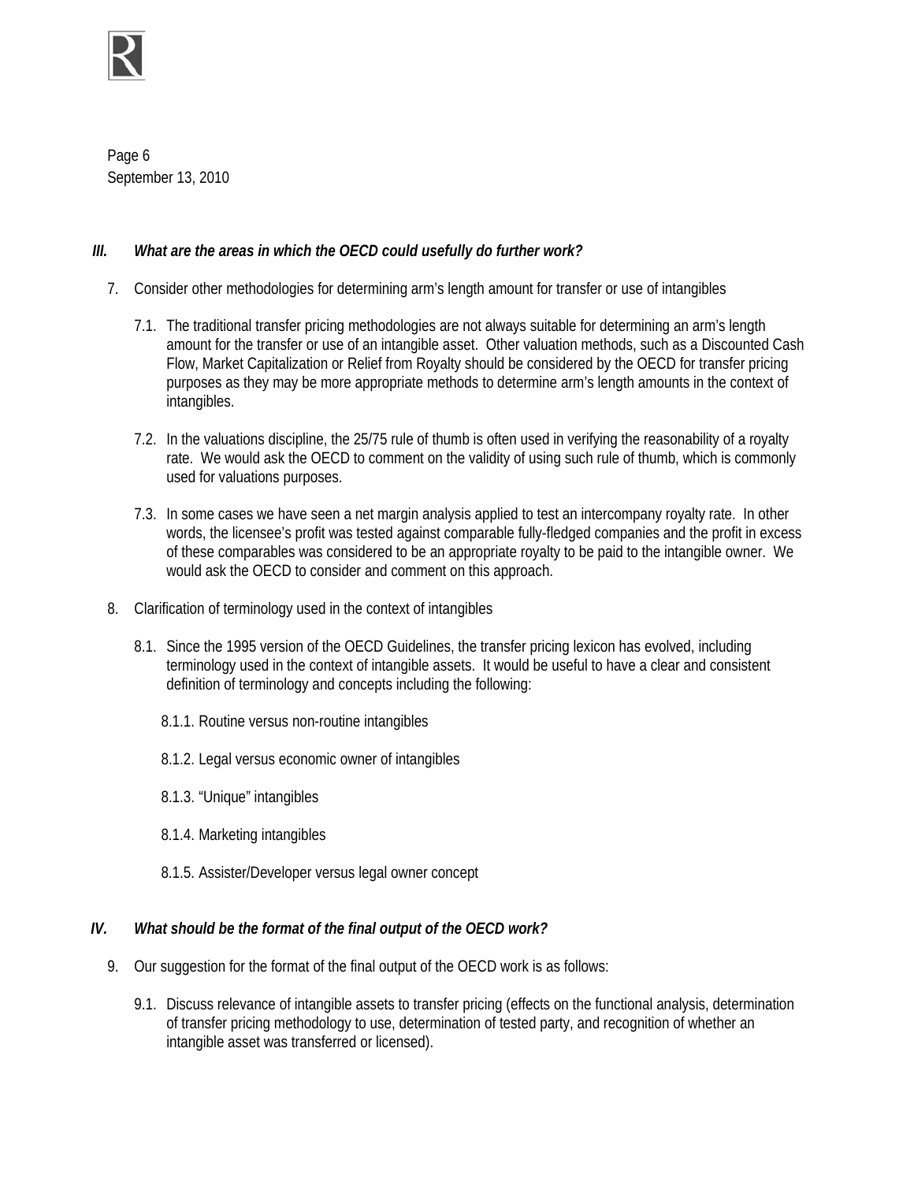### *III. What are the areas in which the OECD could usefully do further work?*

7. Consider other methodologies for determining arm's length amount for transfer or use of intangibles

   7.1. The traditional transfer pricing methodologies are not always suitable for determining an arm's length amount for the transfer or use of an intangible asset. Other valuation methods, such as a Discounted Cash Flow, Market Capitalization or Relief from Royalty should be considered by the OECD for transfer pricing purposes as they may be more appropriate methods to determine arm's length amounts in the context of intangibles.

   7.2. In the valuations discipline, the 25/75 rule of thumb is often used in verifying the reasonability of a royalty rate. We would ask the OECD to comment on the validity of using such rule of thumb, which is commonly used for valuations purposes.

   7.3. In some cases we have seen a net margin analysis applied to test an intercompany royalty rate. In other words, the licensee's profit was tested against comparable fully-fledged companies and the profit in excess of these comparables was considered to be an appropriate royalty to be paid to the intangible owner. We would ask the OECD to consider and comment on this approach.

8. Clarification of terminology used in the context of intangibles

   8.1. Since the 1995 version of the OECD Guidelines, the transfer pricing lexicon has evolved, including terminology used in the context of intangible assets. It would be useful to have a clear and consistent definition of terminology and concepts including the following:

      8.1.1. Routine versus non-routine intangibles

      8.1.2. Legal versus economic owner of intangibles

      8.1.3. "Unique" intangibles

      8.1.4. Marketing intangibles

      8.1.5. Assister/Developer versus legal owner concept

### *IV. What should be the format of the final output of the OECD work?*

9. Our suggestion for the format of the final output of the OECD work is as follows:

   9.1. Discuss relevance of intangible assets to transfer pricing (effects on the functional analysis, determination of transfer pricing methodology to use, determination of tested party, and recognition of whether an intangible asset was transferred or licensed).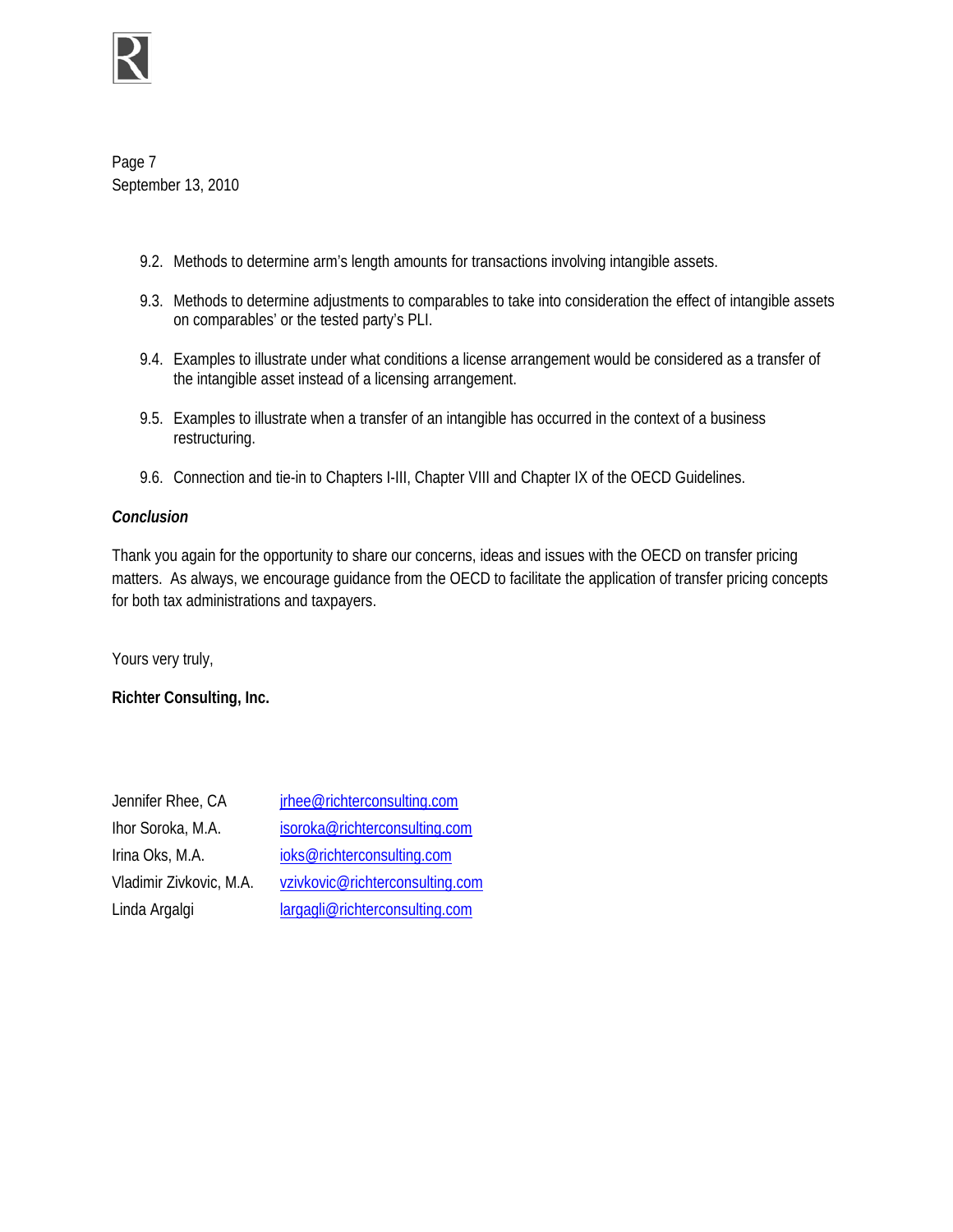Page 7
September 13, 2010

9.2. Methods to determine arm's length amounts for transactions involving intangible assets.

9.3. Methods to determine adjustments to comparables to take into consideration the effect of intangible assets on comparables' or the tested party's PLI.

9.4. Examples to illustrate under what conditions a license arrangement would be considered as a transfer of the intangible asset instead of a licensing arrangement.

9.5. Examples to illustrate when a transfer of an intangible has occurred in the context of a business restructuring.

9.6. Connection and tie-in to Chapters I-III, Chapter VIII and Chapter IX of the OECD Guidelines.

***Conclusion***

Thank you again for the opportunity to share our concerns, ideas and issues with the OECD on transfer pricing matters. As always, we encourage guidance from the OECD to facilitate the application of transfer pricing concepts for both tax administrations and taxpayers.

Yours very truly,

**Richter Consulting, Inc.**

| | |
|---|---|
| Jennifer Rhee, CA | jrhee@richterconsulting.com |
| Ihor Soroka, M.A. | isoroka@richterconsulting.com |
| Irina Oks, M.A. | ioks@richterconsulting.com |
| Vladimir Zivkovic, M.A. | vzivkovic@richterconsulting.com |
| Linda Argalgi | largagli@richterconsulting.com |